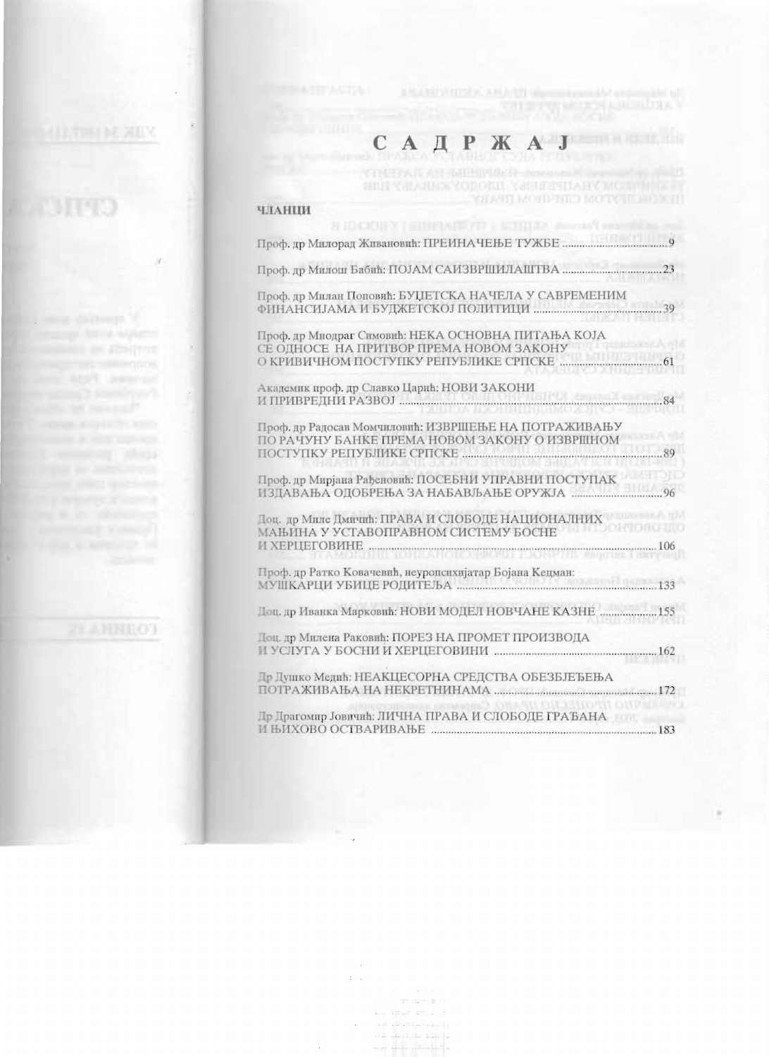# С А Д Р Ж А Ј

## ЧЛАНЦИ

Проф. др Милорад Живановић: ПРЕИНАЧЕЊЕ ТУЖБЕ ..... 9

Проф. др Милош Бабић: ПОЈАМ САИЗВРШИЛАШТВА ..... 23

Проф. др Милан Поповић: БУЏЕТСКА НАЧЕЛА У САВРЕМЕНИМ ФИНАНСИЈАМА И БУЏЕТСКОЈ ПОЛИТИЦИ ..... 39

Проф. др Миодраг Симовић: НЕКА ОСНОВНА ПИТАЊА КОЈА СЕ ОДНОСЕ НА ПРИТВОР ПРЕМА НОВОМ ЗАКОНУ О КРИВИЧНОМ ПОСТУПКУ РЕПУБЛИКЕ СРПСКЕ ..... 61

Академик проф. др Славко Царић: НОВИ ЗАКОНИ И ПРИВРЕДНИ РАЗВОЈ ..... 84

Проф. др Радосав Момчиловић: ИЗВРШЕЊЕ НА ПОТРАЖИВАЊУ ПО РАЧУНУ БАНКЕ ПРЕМА НОВОМ ЗАКОНУ О ИЗВРШНОМ ПОСТУПКУ РЕПУБЛИКЕ СРПСКЕ ..... 89

Проф. др Мирјана Рађеновић: ПОСЕБНИ УПРАВНИ ПОСТУПАК ИЗДАВАЊА ОДОБРЕЊА ЗА НАБАВЉАЊЕ ОРУЖЈА ..... 96

Доц. др Миле Дмичић: ПРАВА И СЛОБОДЕ НАЦИОНАЛНИХ МАЊИНА У УСТАВОПРАВНОМ СИСТЕМУ БОСНЕ И ХЕРЦЕГОВИНЕ ..... 106

Проф. др Ратко Ковачевић, неуропсихијатар Бојана Кецман: МУШКАРЦИ УБИЦЕ РОДИТЕЉА ..... 133

Доц. др Иванка Марковић: НОВИ МОДЕЛ НОВЧАНЕ КАЗНЕ ..... 155

Доц. др Милена Раковић: ПОРЕЗ НА ПРОМЕТ ПРОИЗВОДА И УСЛУГА У БОСНИ И ХЕРЦЕГОВИНИ ..... 162

Др Душко Медић: НЕАКЦЕСОРНА СРЕДСТВА ОБЕЗБЈЕЂЕЊА ПОТРАЖИВАЊА НА НЕКРЕТНИНАМА ..... 172

Др Драгомир Јовичић: ЛИЧНА ПРАВА И СЛОБОДЕ ГРАЂАНА И ЊИХОВО ОСТВАРИВАЊЕ ..... 183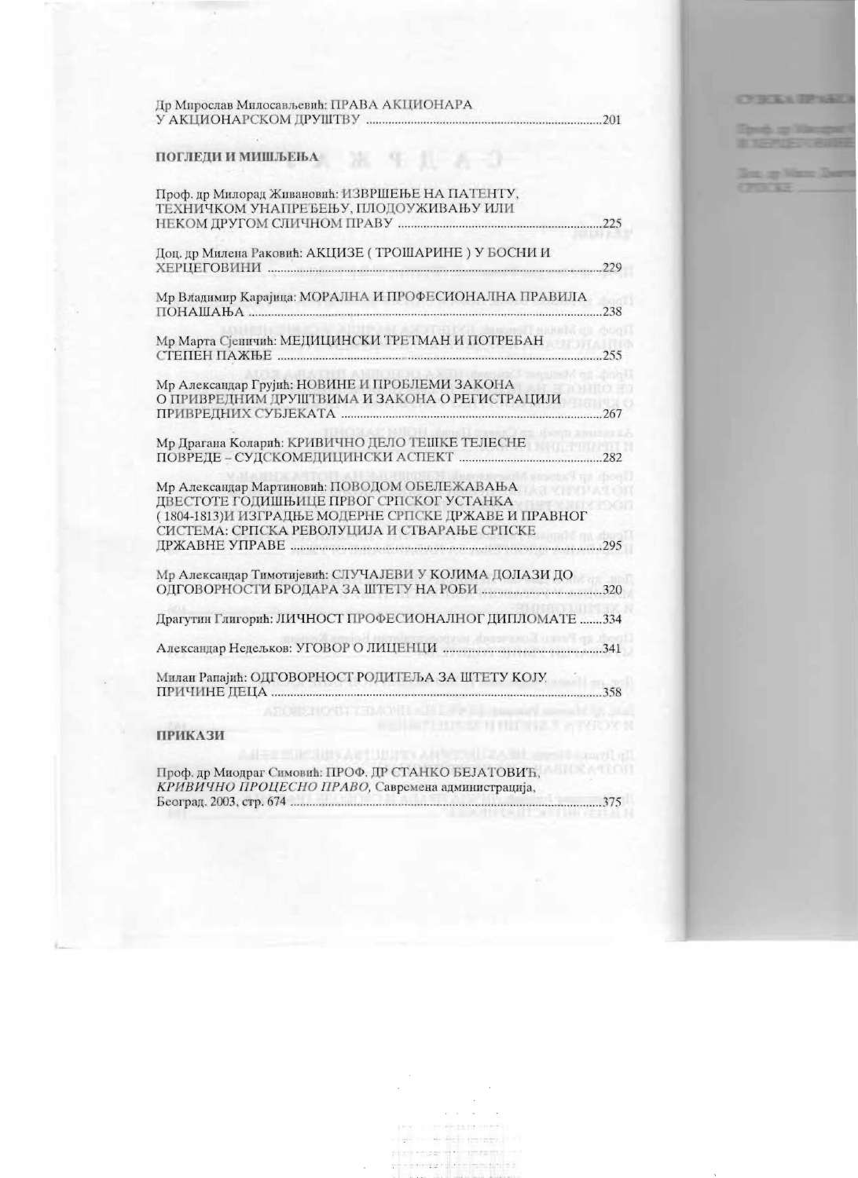Др Мирослав Милосављевић: ПРАВА АКЦИОНАРА У АКЦИОНАРСКОМ ДРУШТВУ ....................................................................201

**ПОГЛЕДИ И МИШЉЕЊА**

Проф. др Милорад Живановић: ИЗВРШЕЊЕ НА ПАТЕНТУ, ТЕХНИЧКОМ УНАПРЕЂЕЊУ, ПЛОДОУЖИВАЊУ ИЛИ НЕКОМ ДРУГОМ СЛИЧНОМ ПРАВУ ....................................................................225

Доц. др Милена Раковић: АКЦИЗЕ ( ТРОШАРИНЕ ) У БОСНИ И ХЕРЦЕГОВИНИ ....................................................................229

Мр Владимир Карајица: МОРАЛНА И ПРОФЕСИОНАЛНА ПРАВИЛА ПОНАШАЊА ....................................................................238

Мр Марта Сјеничић: МЕДИЦИНСКИ ТРЕТМАН И ПОТРЕБАН СТЕПЕН ПАЖЊЕ ....................................................................255

Мр Александар Грујић: НОВИНЕ И ПРОБЛЕМИ ЗАКОНА О ПРИВРЕДНИМ ДРУШТВИМА И ЗАКОНА О РЕГИСТРАЦИЈИ ПРИВРЕДНИХ СУБЈЕКАТА ....................................................................267

Мр Драгана Коларић: КРИВИЧНО ДЕЛО ТЕШКЕ ТЕЛЕСНЕ ПОВРЕДЕ – СУДСКОМЕДИЦИНСКИ АСПЕКТ ....................................................................282

Мр Александар Мартиновић: ПОВОДОМ ОБЕЛЕЖАВАЊА ДВЕСТОТЕ ГОДИШЊИЦЕ ПРВОГ СРПСКОГ УСТАНКА ( 1804-1813)И ИЗГРАДЊЕ МОДЕРНЕ СРПСКЕ ДРЖАВЕ И ПРАВНОГ СИСТЕМА: СРПСКА РЕВОЛУЦИЈА И СТВАРАЊЕ СРПСКЕ ДРЖАВНЕ УПРАВЕ ....................................................................295

Мр Александар Тимотијевић: СЛУЧАЈЕВИ У КОЈИМА ДОЛАЗИ ДО ОДГОВОРНОСТИ БРОДАРА ЗА ШТЕТУ НА РОБИ ....................................................................320

Драгутин Глигорић: ЛИЧНОСТ ПРОФЕСИОНАЛНОГ ДИПЛОМАТЕ .......334

Александар Недељков: УГОВОР О ЛИЦЕНЦИ ....................................................................341

Милан Рапајић: ОДГОВОРНОСТ РОДИТЕЉА ЗА ШТЕТУ КОЈУ ПРИЧИНЕ ДЕЦА ....................................................................358

**ПРИКАЗИ**

Проф. др Миодраг Симовић: ПРОФ. ДР СТАНКО БЕЈАТОВИЋ, *КРИВИЧНО ПРОЦЕСНО ПРАВО,* Савремена администрација, Београд. 2003, стр. 674 ....................................................................375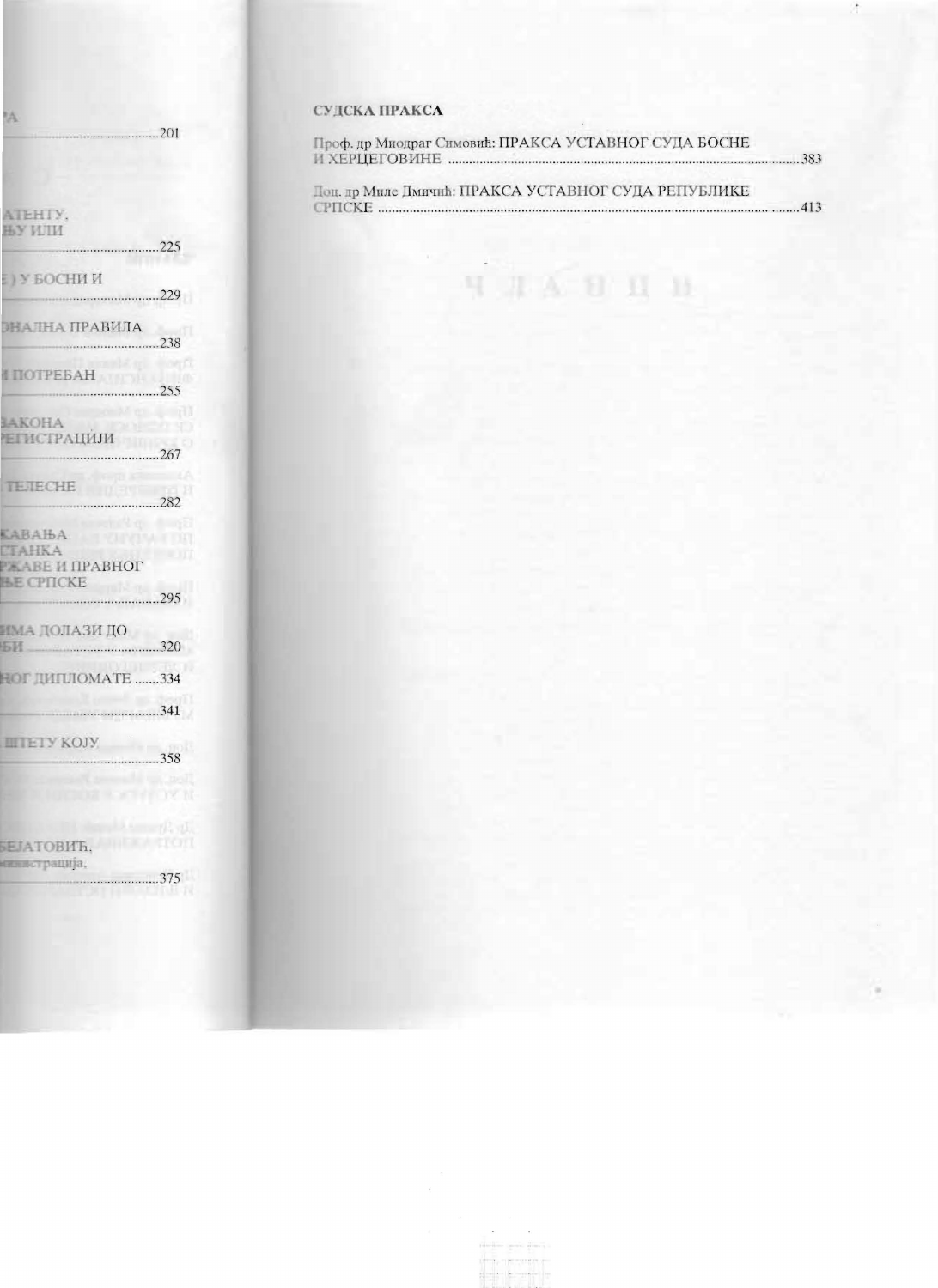**СУДСКА ПРАКСА**

Проф. др Миодраг Симовић: ПРАКСА УСТАВНОГ СУДА БОСНЕ И ХЕРЦЕГОВИНЕ ........................................................................................ 383

Доц. др Миле Дмичић: ПРАКСА УСТАВНОГ СУДА РЕПУБЛИКЕ СРПСКЕ ........................................................................................ 413